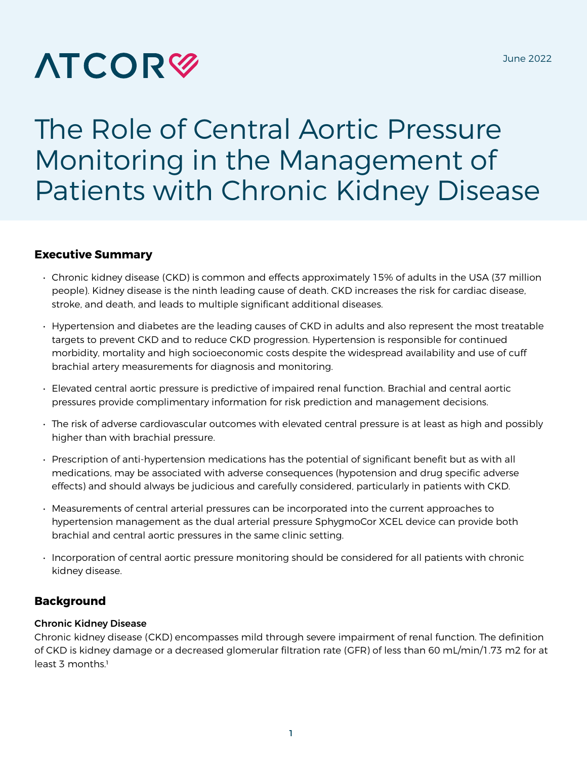ATCOR

June 2022

# The Role of Central Aortic Pressure Monitoring in the Management of Patients with Chronic Kidney Disease

## Executive Summary

- Chronic kidney disease (CKD) is common and effects approximately 15% of adults in the USA (37 million people). Kidney disease is the ninth leading cause of death. CKD increases the risk for cardiac disease, stroke, and death, and leads to multiple significant additional diseases.
- Hypertension and diabetes are the leading causes of CKD in adults and also represent the most treatable targets to prevent CKD and to reduce CKD progression. Hypertension is responsible for continued morbidity, mortality and high socioeconomic costs despite the widespread availability and use of cuff brachial artery measurements for diagnosis and monitoring.
- Elevated central aortic pressure is predictive of impaired renal function. Brachial and central aortic pressures provide complimentary information for risk prediction and management decisions.
- The risk of adverse cardiovascular outcomes with elevated central pressure is at least as high and possibly higher than with brachial pressure.
- Prescription of anti-hypertension medications has the potential of significant benefit but as with all medications, may be associated with adverse consequences (hypotension and drug specific adverse effects) and should always be judicious and carefully considered, particularly in patients with CKD.
- Measurements of central arterial pressures can be incorporated into the current approaches to hypertension management as the dual arterial pressure SphygmoCor XCEL device can provide both brachial and central aortic pressures in the same clinic setting.
- Incorporation of central aortic pressure monitoring should be considered for all patients with chronic kidney disease.

## Background

### Chronic Kidney Disease

Chronic kidney disease (CKD) encompasses mild through severe impairment of renal function. The definition of CKD is kidney damage or a decreased glomerular filtration rate (GFR) of less than 60 mL/min/1.73 m2 for at least 3 months.[1]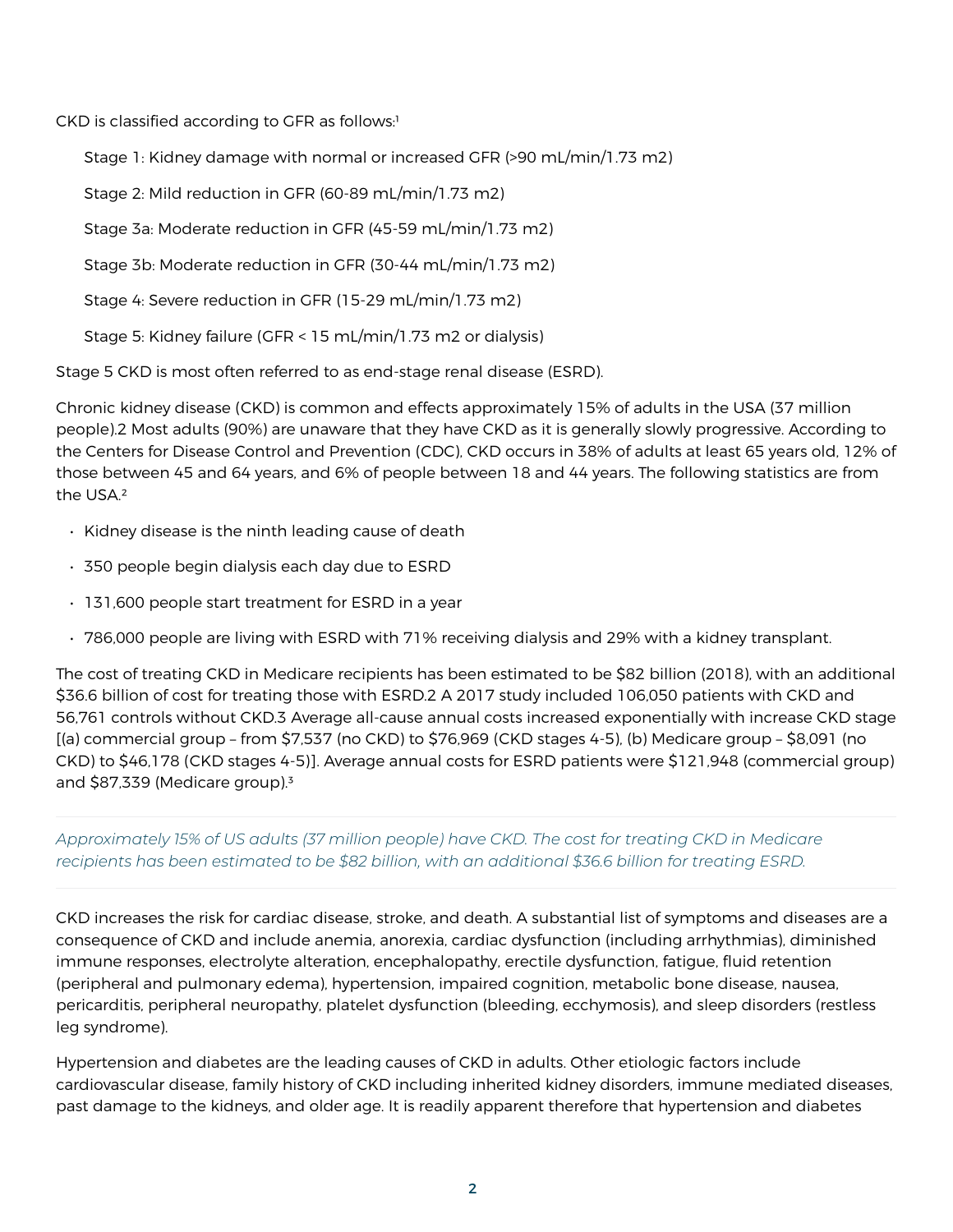CKD is classified according to GFR as follows:[1]

Stage 1: Kidney damage with normal or increased GFR (>90 mL/min/1.73 m2)

Stage 2: Mild reduction in GFR (60-89 mL/min/1.73 m2)

Stage 3a: Moderate reduction in GFR (45-59 mL/min/1.73 m2)

Stage 3b: Moderate reduction in GFR (30-44 mL/min/1.73 m2)

Stage 4: Severe reduction in GFR (15-29 mL/min/1.73 m2)

Stage 5: Kidney failure (GFR < 15 mL/min/1.73 m2 or dialysis)

Stage 5 CKD is most often referred to as end-stage renal disease (ESRD).

Chronic kidney disease (CKD) is common and effects approximately 15% of adults in the USA (37 million people).2 Most adults (90%) are unaware that they have CKD as it is generally slowly progressive. According to the Centers for Disease Control and Prevention (CDC), CKD occurs in 38% of adults at least 65 years old, 12% of those between 45 and 64 years, and 6% of people between 18 and 44 years. The following statistics are from the USA.[2]

- Kidney disease is the ninth leading cause of death
- 350 people begin dialysis each day due to ESRD
- 131,600 people start treatment for ESRD in a year
- 786,000 people are living with ESRD with 71% receiving dialysis and 29% with a kidney transplant.

The cost of treating CKD in Medicare recipients has been estimated to be $82 billion (2018), with an additional $36.6 billion of cost for treating those with ESRD.2 A 2017 study included 106,050 patients with CKD and 56,761 controls without CKD.3 Average all-cause annual costs increased exponentially with increase CKD stage [(a) commercial group – from $7,537 (no CKD) to $76,969 (CKD stages 4-5), (b) Medicare group – $8,091 (no CKD) to $46,178 (CKD stages 4-5)]. Average annual costs for ESRD patients were $121,948 (commercial group) and $87,339 (Medicare group).[3]

---

*Approximately 15% of US adults (37 million people) have CKD. The cost for treating CKD in Medicare recipients has been estimated to be $82 billion, with an additional $36.6 billion for treating ESRD.*

---

CKD increases the risk for cardiac disease, stroke, and death. A substantial list of symptoms and diseases are a consequence of CKD and include anemia, anorexia, cardiac dysfunction (including arrhythmias), diminished immune responses, electrolyte alteration, encephalopathy, erectile dysfunction, fatigue, fluid retention (peripheral and pulmonary edema), hypertension, impaired cognition, metabolic bone disease, nausea, pericarditis, peripheral neuropathy, platelet dysfunction (bleeding, ecchymosis), and sleep disorders (restless leg syndrome).

Hypertension and diabetes are the leading causes of CKD in adults. Other etiologic factors include cardiovascular disease, family history of CKD including inherited kidney disorders, immune mediated diseases, past damage to the kidneys, and older age. It is readily apparent therefore that hypertension and diabetes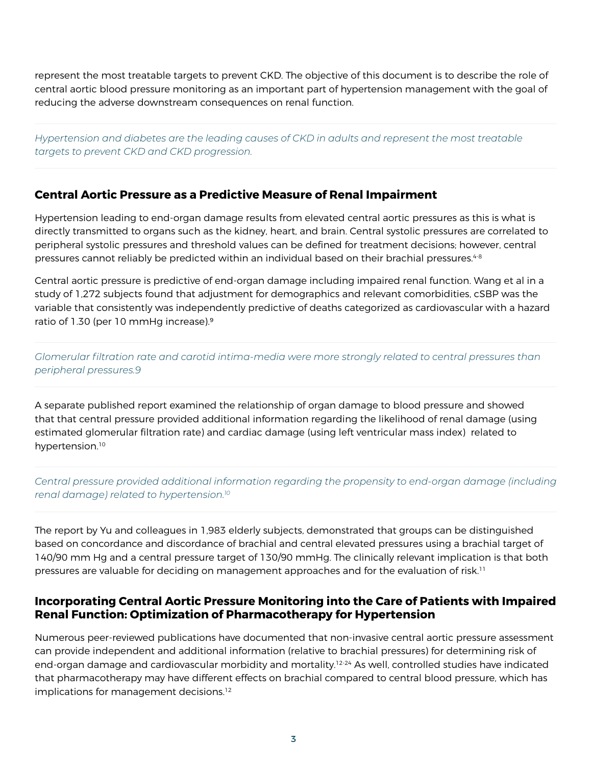represent the most treatable targets to prevent CKD. The objective of this document is to describe the role of central aortic blood pressure monitoring as an important part of hypertension management with the goal of reducing the adverse downstream consequences on renal function.

*Hypertension and diabetes are the leading causes of CKD in adults and represent the most treatable targets to prevent CKD and CKD progression.*

## Central Aortic Pressure as a Predictive Measure of Renal Impairment

Hypertension leading to end-organ damage results from elevated central aortic pressures as this is what is directly transmitted to organs such as the kidney, heart, and brain. Central systolic pressures are correlated to peripheral systolic pressures and threshold values can be defined for treatment decisions; however, central pressures cannot reliably be predicted within an individual based on their brachial pressures.[4-8]

Central aortic pressure is predictive of end-organ damage including impaired renal function. Wang et al in a study of 1,272 subjects found that adjustment for demographics and relevant comorbidities, cSBP was the variable that consistently was independently predictive of deaths categorized as cardiovascular with a hazard ratio of 1.30 (per 10 mmHg increase).[9]

*Glomerular filtration rate and carotid intima-media were more strongly related to central pressures than peripheral pressures.9*

A separate published report examined the relationship of organ damage to blood pressure and showed that that central pressure provided additional information regarding the likelihood of renal damage (using estimated glomerular filtration rate) and cardiac damage (using left ventricular mass index) related to hypertension.[10]

*Central pressure provided additional information regarding the propensity to end-organ damage (including renal damage) related to hypertension.[10]*

The report by Yu and colleagues in 1,983 elderly subjects, demonstrated that groups can be distinguished based on concordance and discordance of brachial and central elevated pressures using a brachial target of 140/90 mm Hg and a central pressure target of 130/90 mmHg. The clinically relevant implication is that both pressures are valuable for deciding on management approaches and for the evaluation of risk.[11]

## Incorporating Central Aortic Pressure Monitoring into the Care of Patients with Impaired Renal Function: Optimization of Pharmacotherapy for Hypertension

Numerous peer-reviewed publications have documented that non-invasive central aortic pressure assessment can provide independent and additional information (relative to brachial pressures) for determining risk of end-organ damage and cardiovascular morbidity and mortality.[12-24] As well, controlled studies have indicated that pharmacotherapy may have different effects on brachial compared to central blood pressure, which has implications for management decisions.[12]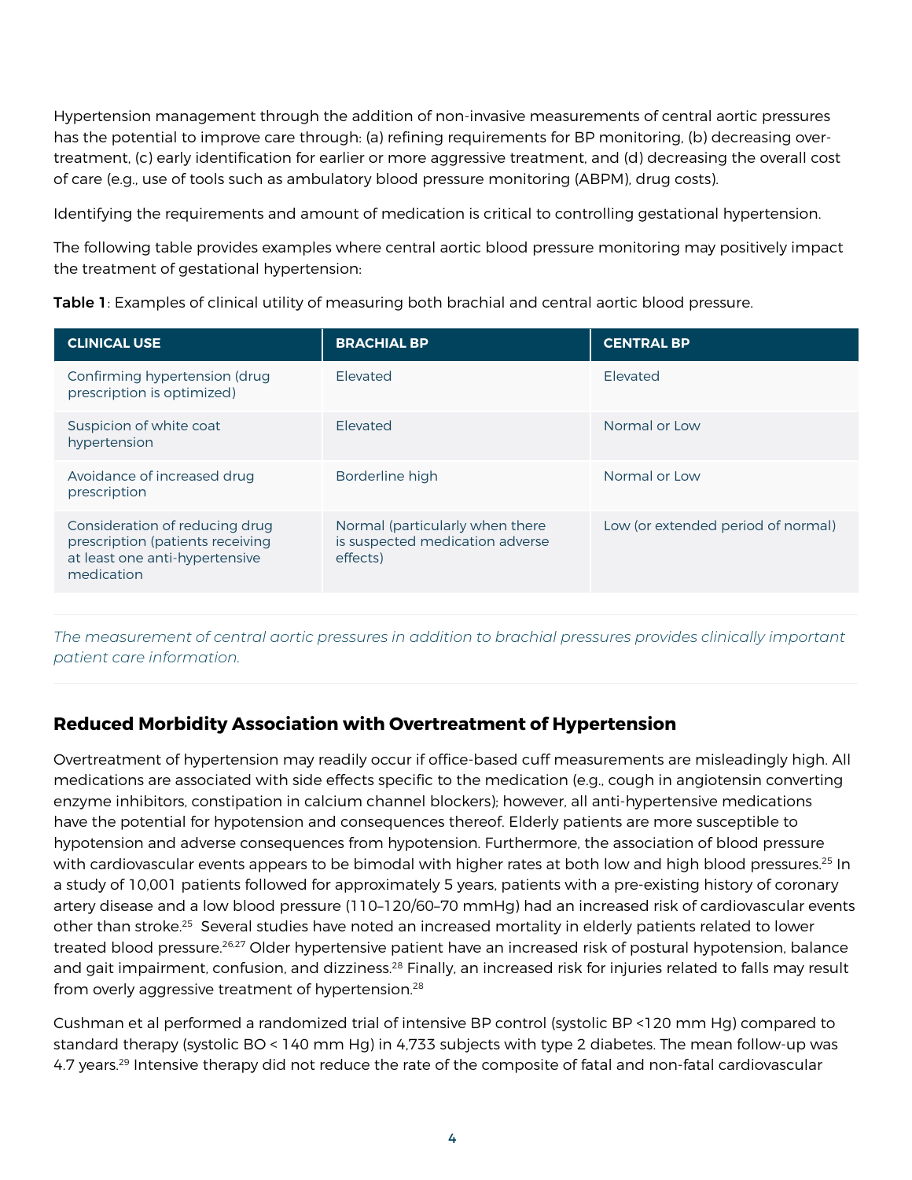Hypertension management through the addition of non-invasive measurements of central aortic pressures has the potential to improve care through: (a) refining requirements for BP monitoring, (b) decreasing over-treatment, (c) early identification for earlier or more aggressive treatment, and (d) decreasing the overall cost of care (e.g., use of tools such as ambulatory blood pressure monitoring (ABPM), drug costs).

Identifying the requirements and amount of medication is critical to controlling gestational hypertension.

The following table provides examples where central aortic blood pressure monitoring may positively impact the treatment of gestational hypertension:

**Table 1**: Examples of clinical utility of measuring both brachial and central aortic blood pressure.

| CLINICAL USE | BRACHIAL BP | CENTRAL BP |
|---|---|---|
| Confirming hypertension (drug prescription is optimized) | Elevated | Elevated |
| Suspicion of white coat hypertension | Elevated | Normal or Low |
| Avoidance of increased drug prescription | Borderline high | Normal or Low |
| Consideration of reducing drug prescription (patients receiving at least one anti-hypertensive medication | Normal (particularly when there is suspected medication adverse effects) | Low (or extended period of normal) |

*The measurement of central aortic pressures in addition to brachial pressures provides clinically important patient care information.*

## Reduced Morbidity Association with Overtreatment of Hypertension

Overtreatment of hypertension may readily occur if office-based cuff measurements are misleadingly high. All medications are associated with side effects specific to the medication (e.g., cough in angiotensin converting enzyme inhibitors, constipation in calcium channel blockers); however, all anti-hypertensive medications have the potential for hypotension and consequences thereof. Elderly patients are more susceptible to hypotension and adverse consequences from hypotension. Furthermore, the association of blood pressure with cardiovascular events appears to be bimodal with higher rates at both low and high blood pressures.[25] In a study of 10,001 patients followed for approximately 5 years, patients with a pre-existing history of coronary artery disease and a low blood pressure (110–120/60–70 mmHg) had an increased risk of cardiovascular events other than stroke.[25] Several studies have noted an increased mortality in elderly patients related to lower treated blood pressure.[26,27] Older hypertensive patient have an increased risk of postural hypotension, balance and gait impairment, confusion, and dizziness.[28] Finally, an increased risk for injuries related to falls may result from overly aggressive treatment of hypertension.[28]

Cushman et al performed a randomized trial of intensive BP control (systolic BP <120 mm Hg) compared to standard therapy (systolic BO < 140 mm Hg) in 4,733 subjects with type 2 diabetes. The mean follow-up was 4.7 years.[29] Intensive therapy did not reduce the rate of the composite of fatal and non-fatal cardiovascular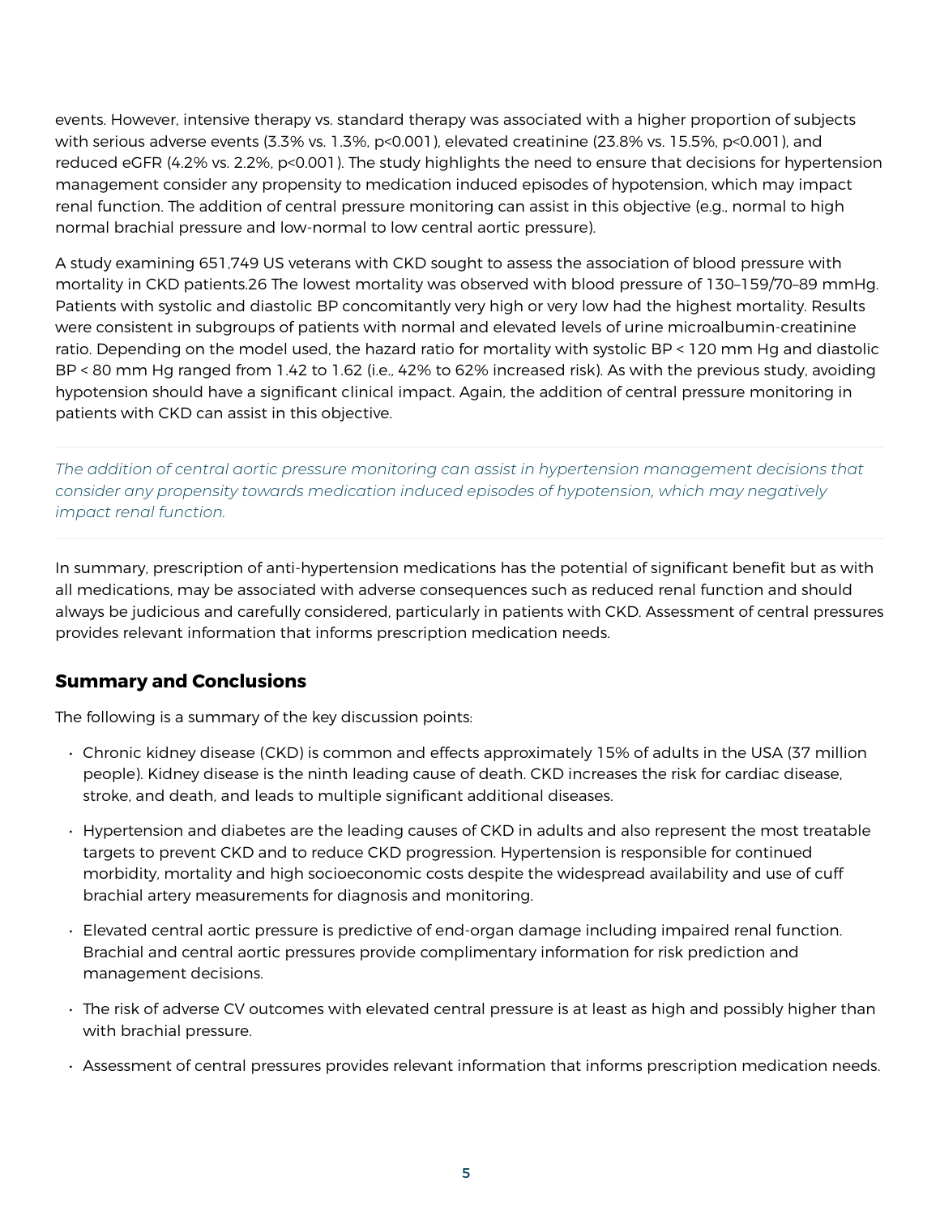events. However, intensive therapy vs. standard therapy was associated with a higher proportion of subjects with serious adverse events (3.3% vs. 1.3%, p<0.001), elevated creatinine (23.8% vs. 15.5%, p<0.001), and reduced eGFR (4.2% vs. 2.2%, p<0.001). The study highlights the need to ensure that decisions for hypertension management consider any propensity to medication induced episodes of hypotension, which may impact renal function. The addition of central pressure monitoring can assist in this objective (e.g., normal to high normal brachial pressure and low-normal to low central aortic pressure).

A study examining 651,749 US veterans with CKD sought to assess the association of blood pressure with mortality in CKD patients.26 The lowest mortality was observed with blood pressure of 130–159/70–89 mmHg. Patients with systolic and diastolic BP concomitantly very high or very low had the highest mortality. Results were consistent in subgroups of patients with normal and elevated levels of urine microalbumin-creatinine ratio. Depending on the model used, the hazard ratio for mortality with systolic BP < 120 mm Hg and diastolic BP < 80 mm Hg ranged from 1.42 to 1.62 (i.e., 42% to 62% increased risk). As with the previous study, avoiding hypotension should have a significant clinical impact. Again, the addition of central pressure monitoring in patients with CKD can assist in this objective.

---

*The addition of central aortic pressure monitoring can assist in hypertension management decisions that consider any propensity towards medication induced episodes of hypotension, which may negatively impact renal function.*

---

In summary, prescription of anti-hypertension medications has the potential of significant benefit but as with all medications, may be associated with adverse consequences such as reduced renal function and should always be judicious and carefully considered, particularly in patients with CKD. Assessment of central pressures provides relevant information that informs prescription medication needs.

## Summary and Conclusions

The following is a summary of the key discussion points:

- Chronic kidney disease (CKD) is common and effects approximately 15% of adults in the USA (37 million people). Kidney disease is the ninth leading cause of death. CKD increases the risk for cardiac disease, stroke, and death, and leads to multiple significant additional diseases.
- Hypertension and diabetes are the leading causes of CKD in adults and also represent the most treatable targets to prevent CKD and to reduce CKD progression. Hypertension is responsible for continued morbidity, mortality and high socioeconomic costs despite the widespread availability and use of cuff brachial artery measurements for diagnosis and monitoring.
- Elevated central aortic pressure is predictive of end-organ damage including impaired renal function. Brachial and central aortic pressures provide complimentary information for risk prediction and management decisions.
- The risk of adverse CV outcomes with elevated central pressure is at least as high and possibly higher than with brachial pressure.
- Assessment of central pressures provides relevant information that informs prescription medication needs.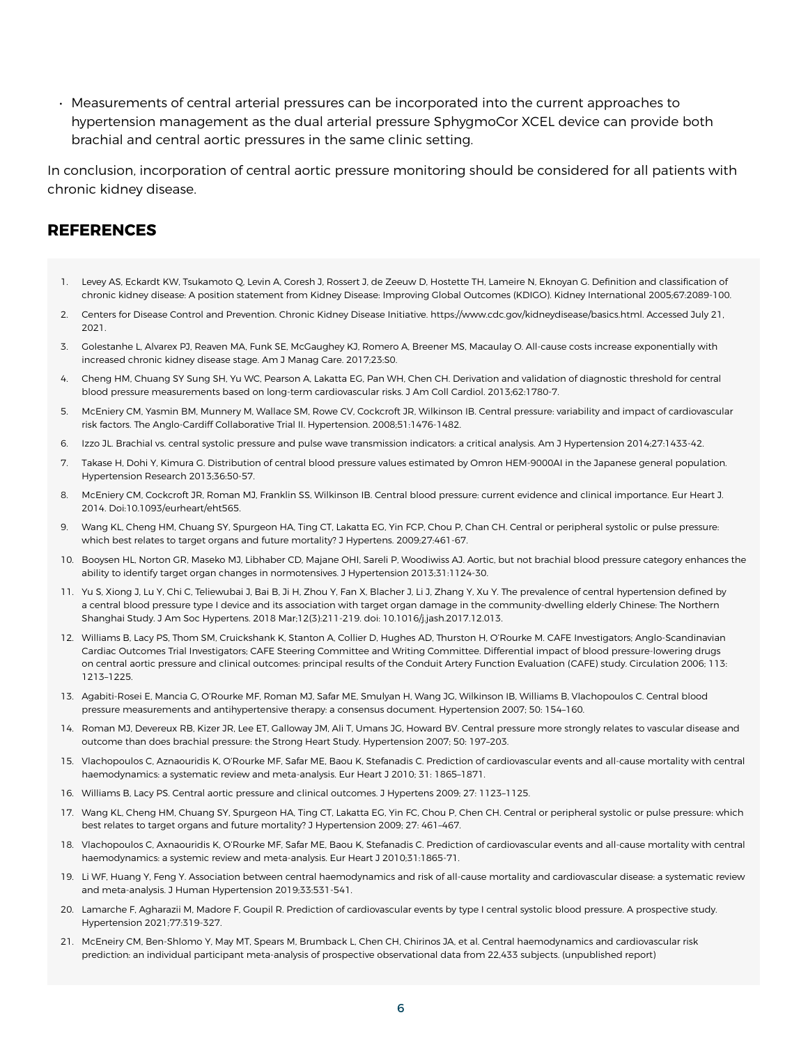- Measurements of central arterial pressures can be incorporated into the current approaches to hypertension management as the dual arterial pressure SphygmoCor XCEL device can provide both brachial and central aortic pressures in the same clinic setting.

In conclusion, incorporation of central aortic pressure monitoring should be considered for all patients with chronic kidney disease.

## REFERENCES

1. Levey AS, Eckardt KW, Tsukamoto Q, Levin A, Coresh J, Rossert J, de Zeeuw D, Hostette TH, Lameire N, Eknoyan G. Definition and classification of chronic kidney disease: A position statement from Kidney Disease: Improving Global Outcomes (KDIGO). Kidney International 2005;67:2089-100.
2. Centers for Disease Control and Prevention. Chronic Kidney Disease Initiative. https://www.cdc.gov/kidneydisease/basics.html. Accessed July 21, 2021.
3. Golestanhe L, Alvarex PJ, Reaven MA, Funk SE, McGaughey KJ, Romero A, Breener MS, Macaulay O. All-cause costs increase exponentially with increased chronic kidney disease stage. Am J Manag Care. 2017;23:S0.
4. Cheng HM, Chuang SY Sung SH, Yu WC, Pearson A, Lakatta EG, Pan WH, Chen CH. Derivation and validation of diagnostic threshold for central blood pressure measurements based on long-term cardiovascular risks. J Am Coll Cardiol. 2013;62:1780-7.
5. McEniery CM, Yasmin BM, Munnery M, Wallace SM, Rowe CV, Cockcroft JR, Wilkinson IB. Central pressure: variability and impact of cardiovascular risk factors. The Anglo-Cardiff Collaborative Trial II. Hypertension. 2008;51:1476-1482.
6. Izzo JL. Brachial vs. central systolic pressure and pulse wave transmission indicators: a critical analysis. Am J Hypertension 2014;27:1433-42.
7. Takase H, Dohi Y, Kimura G. Distribution of central blood pressure values estimated by Omron HEM-9000AI in the Japanese general population. Hypertension Research 2013;36:50-57.
8. McEniery CM, Cockcroft JR, Roman MJ, Franklin SS, Wilkinson IB. Central blood pressure: current evidence and clinical importance. Eur Heart J. 2014. Doi:10.1093/eurheart/eht565.
9. Wang KL, Cheng HM, Chuang SY, Spurgeon HA, Ting CT, Lakatta EG, Yin FCP, Chou P, Chan CH. Central or peripheral systolic or pulse pressure: which best relates to target organs and future mortality? J Hypertens. 2009;27:461-67.
10. Booysen HL, Norton GR, Maseko MJ, Libhaber CD, Majane OHI, Sareli P, Woodiwiss AJ. Aortic, but not brachial blood pressure category enhances the ability to identify target organ changes in normotensives. J Hypertension 2013;31:1124-30.
11. Yu S, Xiong J, Lu Y, Chi C, Teliewubai J, Bai B, Ji H, Zhou Y, Fan X, Blacher J, Li J, Zhang Y, Xu Y. The prevalence of central hypertension defined by a central blood pressure type I device and its association with target organ damage in the community-dwelling elderly Chinese: The Northern Shanghai Study. J Am Soc Hypertens. 2018 Mar;12(3):211-219. doi: 10.1016/j.jash.2017.12.013.
12. Williams B, Lacy PS, Thom SM, Cruickshank K, Stanton A, Collier D, Hughes AD, Thurston H, O'Rourke M. CAFE Investigators; Anglo-Scandinavian Cardiac Outcomes Trial Investigators; CAFE Steering Committee and Writing Committee. Differential impact of blood pressure-lowering drugs on central aortic pressure and clinical outcomes: principal results of the Conduit Artery Function Evaluation (CAFE) study. Circulation 2006; 113: 1213–1225.
13. Agabiti-Rosei E, Mancia G, O'Rourke MF, Roman MJ, Safar ME, Smulyan H, Wang JG, Wilkinson IB, Williams B, Vlachopoulos C. Central blood pressure measurements and antihypertensive therapy: a consensus document. Hypertension 2007; 50: 154–160.
14. Roman MJ, Devereux RB, Kizer JR, Lee ET, Galloway JM, Ali T, Umans JG, Howard BV. Central pressure more strongly relates to vascular disease and outcome than does brachial pressure: the Strong Heart Study. Hypertension 2007; 50: 197–203.
15. Vlachopoulos C, Aznaouridis K, O'Rourke MF, Safar ME, Baou K, Stefanadis C. Prediction of cardiovascular events and all-cause mortality with central haemodynamics: a systematic review and meta-analysis. Eur Heart J 2010; 31: 1865–1871.
16. Williams B, Lacy PS. Central aortic pressure and clinical outcomes. J Hypertens 2009; 27: 1123–1125.
17. Wang KL, Cheng HM, Chuang SY, Spurgeon HA, Ting CT, Lakatta EG, Yin FC, Chou P, Chen CH. Central or peripheral systolic or pulse pressure: which best relates to target organs and future mortality? J Hypertension 2009; 27: 461–467.
18. Vlachopoulos C, Axnaouridis K, O'Rourke MF, Safar ME, Baou K, Stefanadis C. Prediction of cardiovascular events and all-cause mortality with central haemodynamics: a systemic review and meta-analysis. Eur Heart J 2010;31:1865-71.
19. Li WF, Huang Y, Feng Y. Association between central haemodynamics and risk of all-cause mortality and cardiovascular disease: a systematic review and meta-analysis. J Human Hypertension 2019;33:531-541.
20. Lamarche F, Agharazii M, Madore F, Goupil R. Prediction of cardiovascular events by type I central systolic blood pressure. A prospective study. Hypertension 2021;77:319-327.
21. McEniery CM, Ben-Shlomo Y, May MT, Spears M, Brumback L, Chen CH, Chirinos JA, et al. Central haemodynamics and cardiovascular risk prediction: an individual participant meta-analysis of prospective observational data from 22,433 subjects. (unpublished report)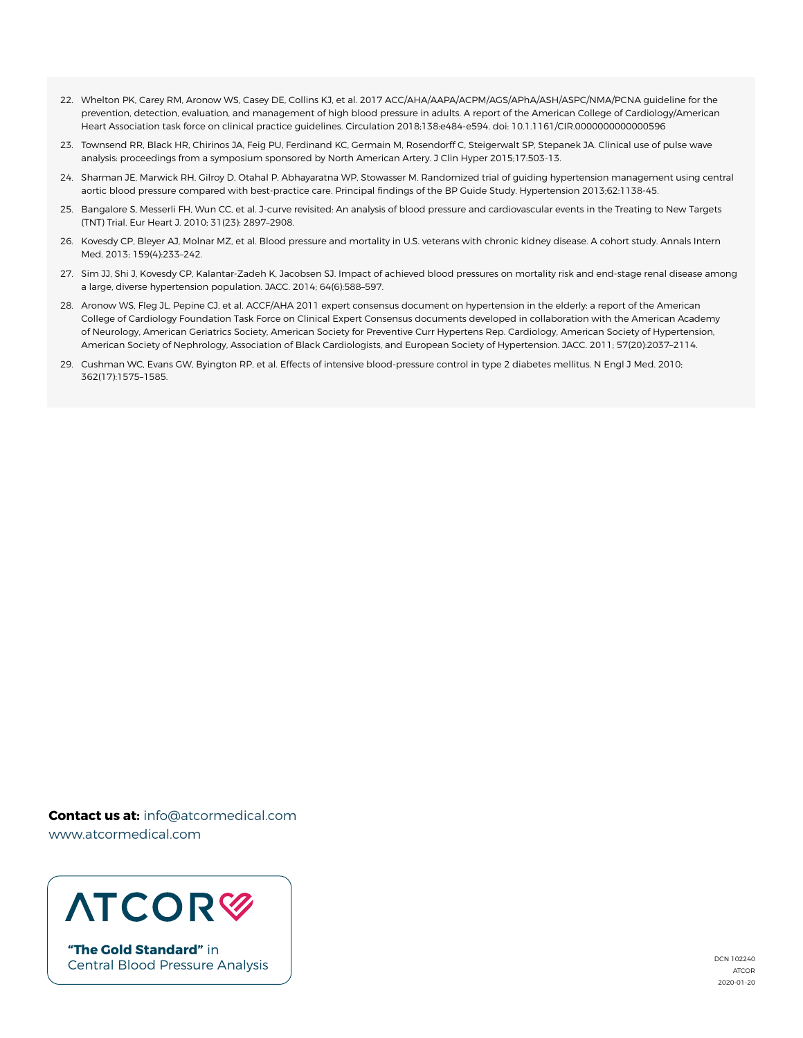22. Whelton PK, Carey RM, Aronow WS, Casey DE, Collins KJ, et al. 2017 ACC/AHA/AAPA/ACPM/AGS/APhA/ASH/ASPC/NMA/PCNA guideline for the prevention, detection, evaluation, and management of high blood pressure in adults. A report of the American College of Cardiology/American Heart Association task force on clinical practice guidelines. Circulation 2018;138:e484-e594. doi: 10.1161/CIR.0000000000000596
23. Townsend RR, Black HR, Chirinos JA, Feig PU, Ferdinand KC, Germain M, Rosendorff C, Steigerwalt SP, Stepanek JA. Clinical use of pulse wave analysis: proceedings from a symposium sponsored by North American Artery. J Clin Hyper 2015;17:503-13.
24. Sharman JE, Marwick RH, Gilroy D, Otahal P, Abhayaratna WP, Stowasser M. Randomized trial of guiding hypertension management using central aortic blood pressure compared with best-practice care. Principal findings of the BP Guide Study. Hypertension 2013;62:1138-45.
25. Bangalore S, Messerli FH, Wun CC, et al. J-curve revisited: An analysis of blood pressure and cardiovascular events in the Treating to New Targets (TNT) Trial. Eur Heart J. 2010; 31(23): 2897–2908.
26. Kovesdy CP, Bleyer AJ, Molnar MZ, et al. Blood pressure and mortality in U.S. veterans with chronic kidney disease. A cohort study. Annals Intern Med. 2013; 159(4):233–242.
27. Sim JJ, Shi J, Kovesdy CP, Kalantar-Zadeh K, Jacobsen SJ. Impact of achieved blood pressures on mortality risk and end-stage renal disease among a large, diverse hypertension population. JACC. 2014; 64(6):588–597.
28. Aronow WS, Fleg JL, Pepine CJ, et al. ACCF/AHA 2011 expert consensus document on hypertension in the elderly: a report of the American College of Cardiology Foundation Task Force on Clinical Expert Consensus documents developed in collaboration with the American Academy of Neurology, American Geriatrics Society, American Society for Preventive Curr Hypertens Rep. Cardiology, American Society of Hypertension, American Society of Nephrology, Association of Black Cardiologists, and European Society of Hypertension. JACC. 2011; 57(20):2037–2114.
29. Cushman WC, Evans GW, Byington RP, et al. Effects of intensive blood-pressure control in type 2 diabetes mellitus. N Engl J Med. 2010; 362(17):1575–1585.

**Contact us at:** info@atcormedical.com
www.atcormedical.com

ATCOR

**"The Gold Standard"** in
Central Blood Pressure Analysis

DCN 102240
ATCOR
2020-01-20